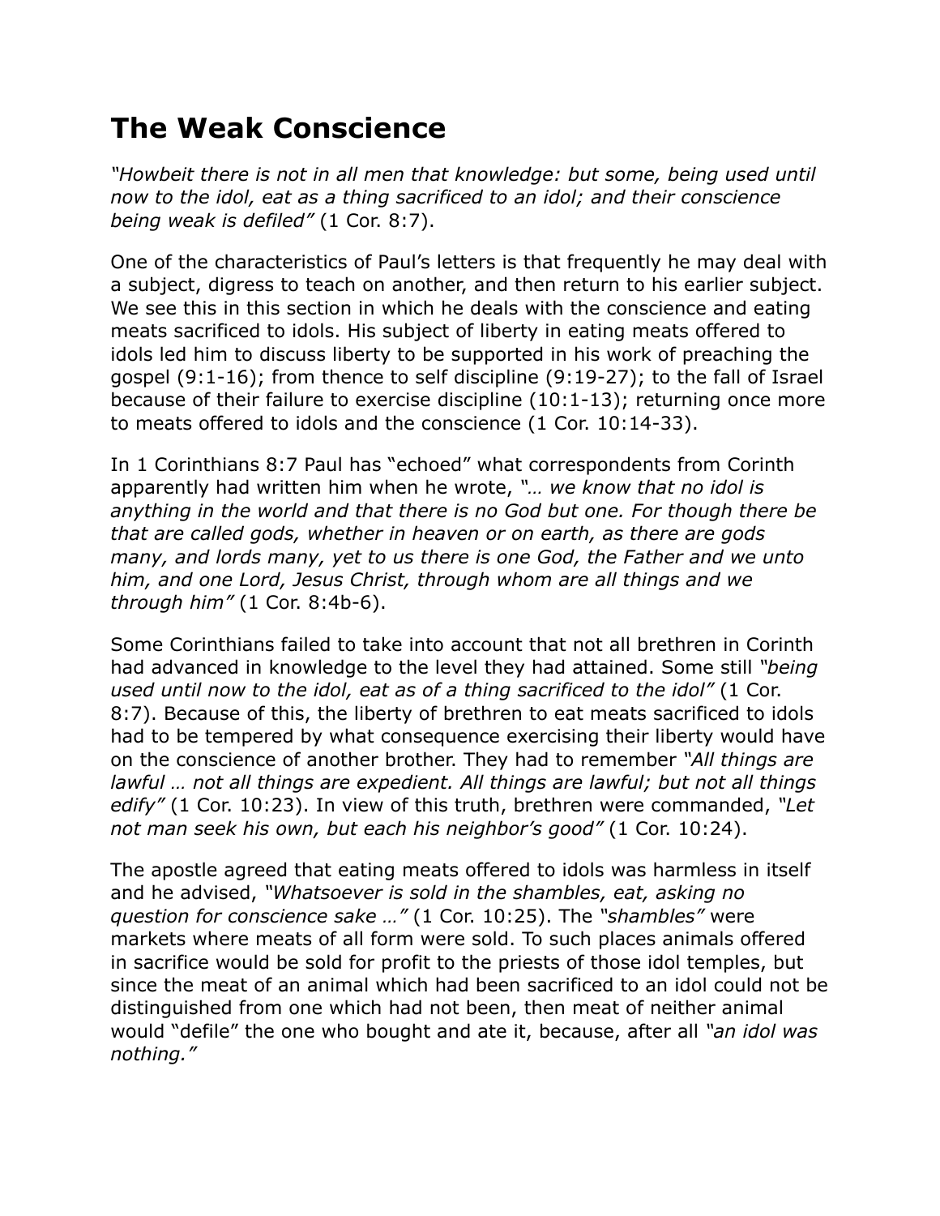# The Weak Conscience

*"Howbeit there is not in all men that knowledge: but some, being used until now to the idol, eat as a thing sacrificed to an idol; and their conscience being weak is defiled"* (1 Cor. 8:7).

One of the characteristics of Paul's letters is that frequently he may deal with a subject, digress to teach on another, and then return to his earlier subject. We see this in this section in which he deals with the conscience and eating meats sacrificed to idols. His subject of liberty in eating meats offered to idols led him to discuss liberty to be supported in his work of preaching the gospel (9:1-16); from thence to self discipline (9:19-27); to the fall of Israel because of their failure to exercise discipline (10:1-13); returning once more to meats offered to idols and the conscience (1 Cor. 10:14-33).

In 1 Corinthians 8:7 Paul has "echoed" what correspondents from Corinth apparently had written him when he wrote, *"… we know that no idol is anything in the world and that there is no God but one. For though there be that are called gods, whether in heaven or on earth, as there are gods many, and lords many, yet to us there is one God, the Father and we unto him, and one Lord, Jesus Christ, through whom are all things and we through him"* (1 Cor. 8:4b-6).

Some Corinthians failed to take into account that not all brethren in Corinth had advanced in knowledge to the level they had attained. Some still *"being used until now to the idol, eat as of a thing sacrificed to the idol"* (1 Cor. 8:7). Because of this, the liberty of brethren to eat meats sacrificed to idols had to be tempered by what consequence exercising their liberty would have on the conscience of another brother. They had to remember *"All things are lawful … not all things are expedient. All things are lawful; but not all things edify"* (1 Cor. 10:23). In view of this truth, brethren were commanded, *"Let not man seek his own, but each his neighbor's good"* (1 Cor. 10:24).

The apostle agreed that eating meats offered to idols was harmless in itself and he advised, *"Whatsoever is sold in the shambles, eat, asking no question for conscience sake …"* (1 Cor. 10:25). The *"shambles"* were markets where meats of all form were sold. To such places animals offered in sacrifice would be sold for profit to the priests of those idol temples, but since the meat of an animal which had been sacrificed to an idol could not be distinguished from one which had not been, then meat of neither animal would "defile" the one who bought and ate it, because, after all *"an idol was nothing."*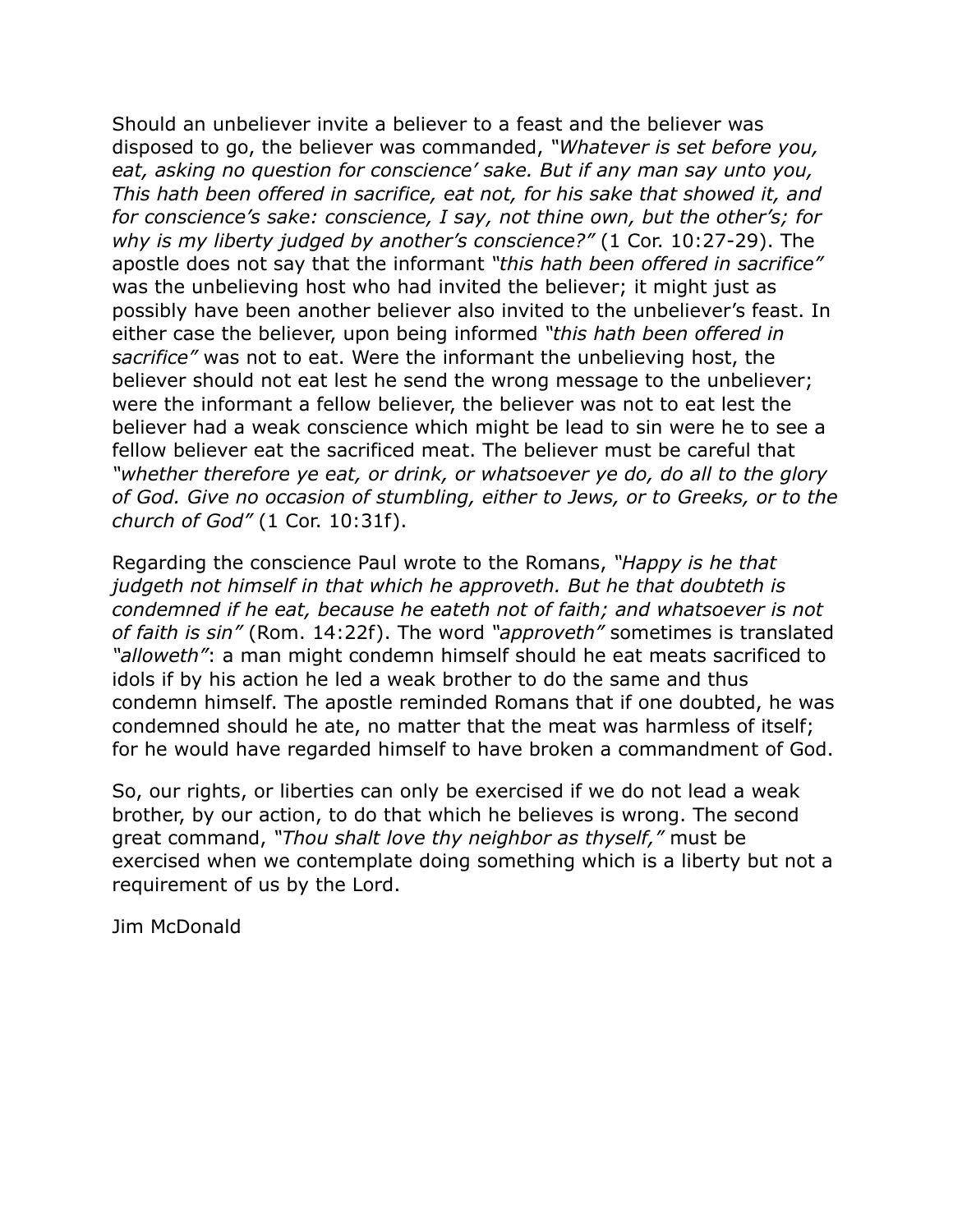Should an unbeliever invite a believer to a feast and the believer was disposed to go, the believer was commanded, *"Whatever is set before you, eat, asking no question for conscience' sake. But if any man say unto you, This hath been offered in sacrifice, eat not, for his sake that showed it, and for conscience's sake: conscience, I say, not thine own, but the other's; for why is my liberty judged by another's conscience?"* (1 Cor. 10:27-29). The apostle does not say that the informant *"this hath been offered in sacrifice"* was the unbelieving host who had invited the believer; it might just as possibly have been another believer also invited to the unbeliever's feast. In either case the believer, upon being informed *"this hath been offered in sacrifice"* was not to eat. Were the informant the unbelieving host, the believer should not eat lest he send the wrong message to the unbeliever; were the informant a fellow believer, the believer was not to eat lest the believer had a weak conscience which might be lead to sin were he to see a fellow believer eat the sacrificed meat. The believer must be careful that *"whether therefore ye eat, or drink, or whatsoever ye do, do all to the glory of God. Give no occasion of stumbling, either to Jews, or to Greeks, or to the church of God"* (1 Cor. 10:31f).

Regarding the conscience Paul wrote to the Romans, *"Happy is he that judgeth not himself in that which he approveth. But he that doubteth is condemned if he eat, because he eateth not of faith; and whatsoever is not of faith is sin"* (Rom. 14:22f). The word *"approveth"* sometimes is translated *"alloweth"*: a man might condemn himself should he eat meats sacrificed to idols if by his action he led a weak brother to do the same and thus condemn himself. The apostle reminded Romans that if one doubted, he was condemned should he ate, no matter that the meat was harmless of itself; for he would have regarded himself to have broken a commandment of God.

So, our rights, or liberties can only be exercised if we do not lead a weak brother, by our action, to do that which he believes is wrong. The second great command, *"Thou shalt love thy neighbor as thyself,"* must be exercised when we contemplate doing something which is a liberty but not a requirement of us by the Lord.

Jim McDonald